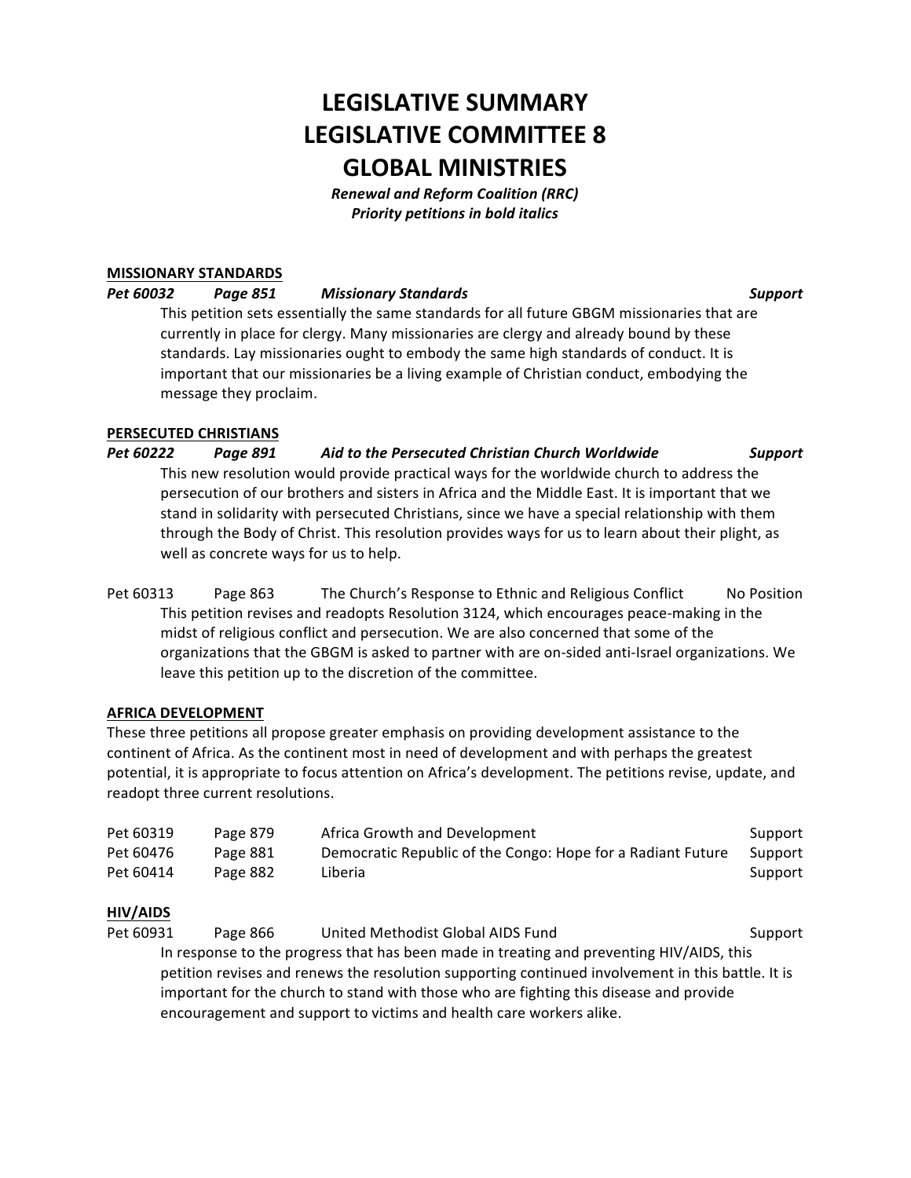# LEGISLATIVE SUMMARY
# LEGISLATIVE COMMITTEE 8
# GLOBAL MINISTRIES

***Renewal and Reform Coalition (RRC)***
***Priority petitions in bold italics***

**MISSIONARY STANDARDS**

***Pet 60032 Page 851 Missionary Standards Support***

This petition sets essentially the same standards for all future GBGM missionaries that are currently in place for clergy. Many missionaries are clergy and already bound by these standards. Lay missionaries ought to embody the same high standards of conduct. It is important that our missionaries be a living example of Christian conduct, embodying the message they proclaim.

**PERSECUTED CHRISTIANS**

***Pet 60222 Page 891 Aid to the Persecuted Christian Church Worldwide Support***

This new resolution would provide practical ways for the worldwide church to address the persecution of our brothers and sisters in Africa and the Middle East. It is important that we stand in solidarity with persecuted Christians, since we have a special relationship with them through the Body of Christ. This resolution provides ways for us to learn about their plight, as well as concrete ways for us to help.

Pet 60313 Page 863 The Church's Response to Ethnic and Religious Conflict No Position

This petition revises and readopts Resolution 3124, which encourages peace-making in the midst of religious conflict and persecution. We are also concerned that some of the organizations that the GBGM is asked to partner with are on-sided anti-Israel organizations. We leave this petition up to the discretion of the committee.

**AFRICA DEVELOPMENT**

These three petitions all propose greater emphasis on providing development assistance to the continent of Africa. As the continent most in need of development and with perhaps the greatest potential, it is appropriate to focus attention on Africa's development. The petitions revise, update, and readopt three current resolutions.

| | | | |
|---|---|---|---|
| Pet 60319 | Page 879 | Africa Growth and Development | Support |
| Pet 60476 | Page 881 | Democratic Republic of the Congo: Hope for a Radiant Future | Support |
| Pet 60414 | Page 882 | Liberia | Support |

**HIV/AIDS**

Pet 60931 Page 866 United Methodist Global AIDS Fund Support

In response to the progress that has been made in treating and preventing HIV/AIDS, this petition revises and renews the resolution supporting continued involvement in this battle. It is important for the church to stand with those who are fighting this disease and provide encouragement and support to victims and health care workers alike.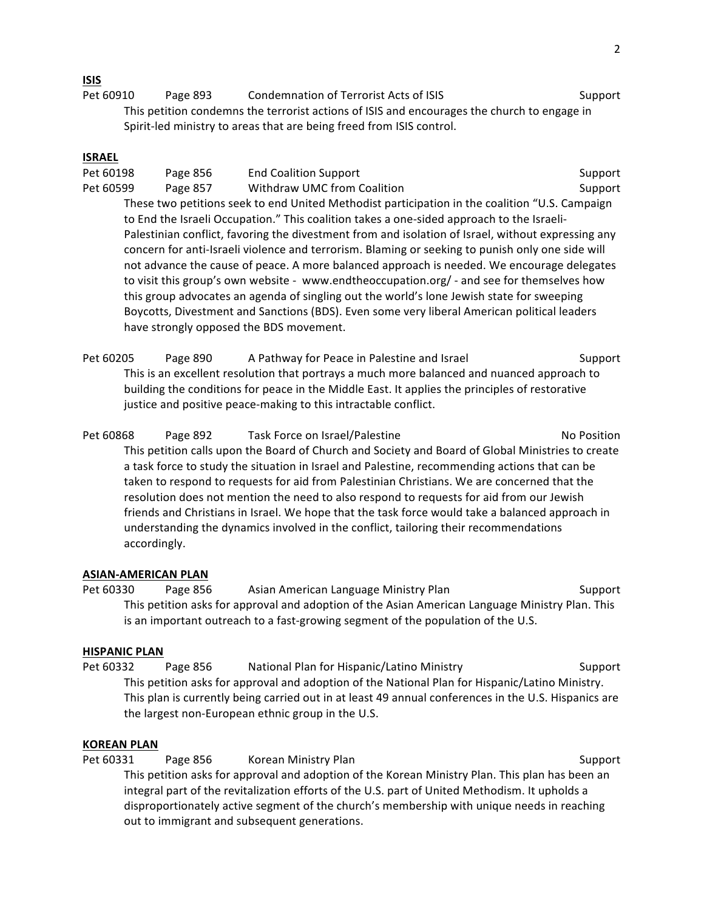**ISIS**

Pet 60910 Page 893 Condemnation of Terrorist Acts of ISIS Support

This petition condemns the terrorist actions of ISIS and encourages the church to engage in Spirit-led ministry to areas that are being freed from ISIS control.

**ISRAEL**

Pet 60198 Page 856 End Coalition Support Support

Pet 60599 Page 857 Withdraw UMC from Coalition Support

These two petitions seek to end United Methodist participation in the coalition "U.S. Campaign to End the Israeli Occupation." This coalition takes a one-sided approach to the Israeli-Palestinian conflict, favoring the divestment from and isolation of Israel, without expressing any concern for anti-Israeli violence and terrorism. Blaming or seeking to punish only one side will not advance the cause of peace. A more balanced approach is needed. We encourage delegates to visit this group's own website - www.endtheoccupation.org/ - and see for themselves how this group advocates an agenda of singling out the world's lone Jewish state for sweeping Boycotts, Divestment and Sanctions (BDS). Even some very liberal American political leaders have strongly opposed the BDS movement.

Pet 60205 Page 890 A Pathway for Peace in Palestine and Israel Support

This is an excellent resolution that portrays a much more balanced and nuanced approach to building the conditions for peace in the Middle East. It applies the principles of restorative justice and positive peace-making to this intractable conflict.

Pet 60868 Page 892 Task Force on Israel/Palestine No Position

This petition calls upon the Board of Church and Society and Board of Global Ministries to create a task force to study the situation in Israel and Palestine, recommending actions that can be taken to respond to requests for aid from Palestinian Christians. We are concerned that the resolution does not mention the need to also respond to requests for aid from our Jewish friends and Christians in Israel. We hope that the task force would take a balanced approach in understanding the dynamics involved in the conflict, tailoring their recommendations accordingly.

**ASIAN-AMERICAN PLAN**

Pet 60330 Page 856 Asian American Language Ministry Plan Support

This petition asks for approval and adoption of the Asian American Language Ministry Plan. This is an important outreach to a fast-growing segment of the population of the U.S.

**HISPANIC PLAN**

Pet 60332 Page 856 National Plan for Hispanic/Latino Ministry Support

This petition asks for approval and adoption of the National Plan for Hispanic/Latino Ministry. This plan is currently being carried out in at least 49 annual conferences in the U.S. Hispanics are the largest non-European ethnic group in the U.S.

**KOREAN PLAN**

Pet 60331 Page 856 Korean Ministry Plan Support

This petition asks for approval and adoption of the Korean Ministry Plan. This plan has been an integral part of the revitalization efforts of the U.S. part of United Methodism. It upholds a disproportionately active segment of the church's membership with unique needs in reaching out to immigrant and subsequent generations.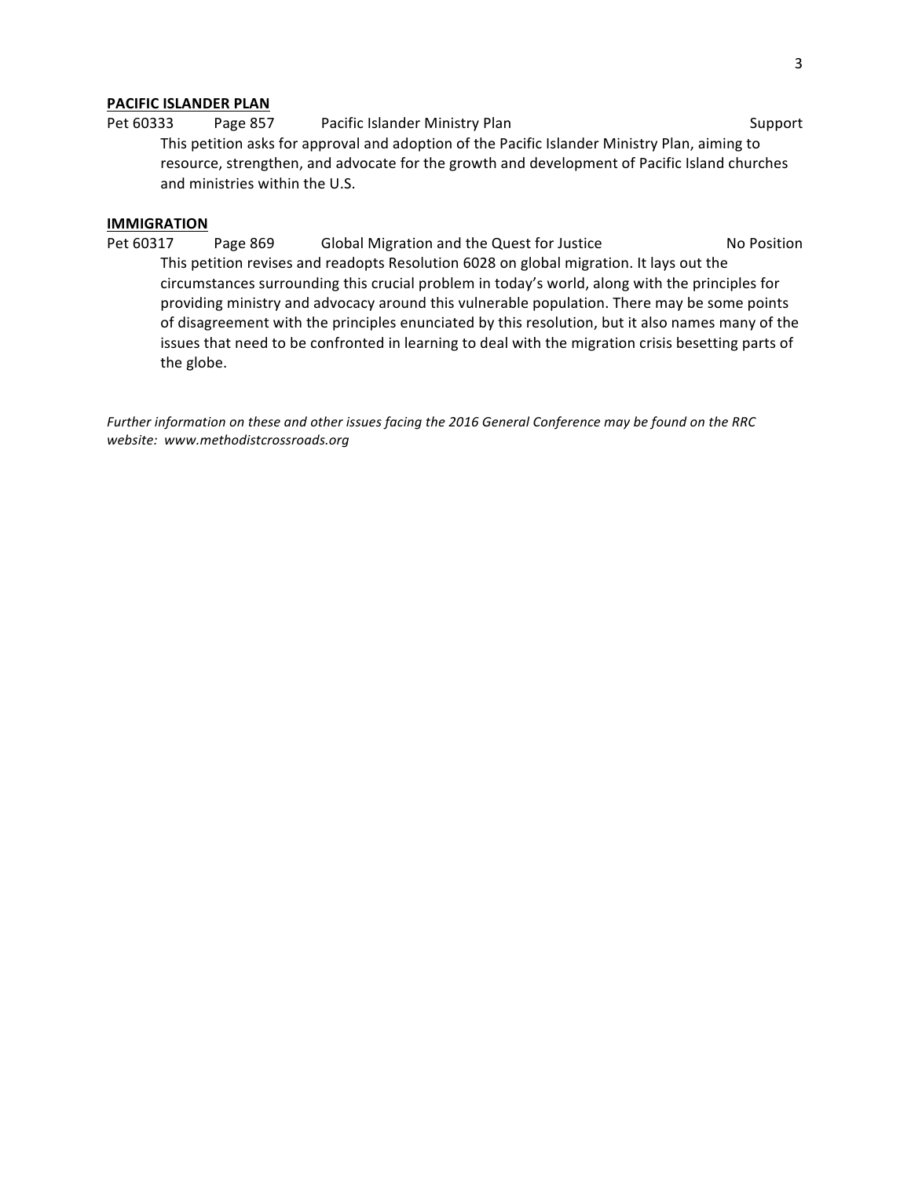**PACIFIC ISLANDER PLAN**

Pet 60333 Page 857 Pacific Islander Ministry Plan Support

This petition asks for approval and adoption of the Pacific Islander Ministry Plan, aiming to resource, strengthen, and advocate for the growth and development of Pacific Island churches and ministries within the U.S.

**IMMIGRATION**

Pet 60317 Page 869 Global Migration and the Quest for Justice No Position

This petition revises and readopts Resolution 6028 on global migration. It lays out the circumstances surrounding this crucial problem in today's world, along with the principles for providing ministry and advocacy around this vulnerable population. There may be some points of disagreement with the principles enunciated by this resolution, but it also names many of the issues that need to be confronted in learning to deal with the migration crisis besetting parts of the globe.

*Further information on these and other issues facing the 2016 General Conference may be found on the RRC website: www.methodistcrossroads.org*